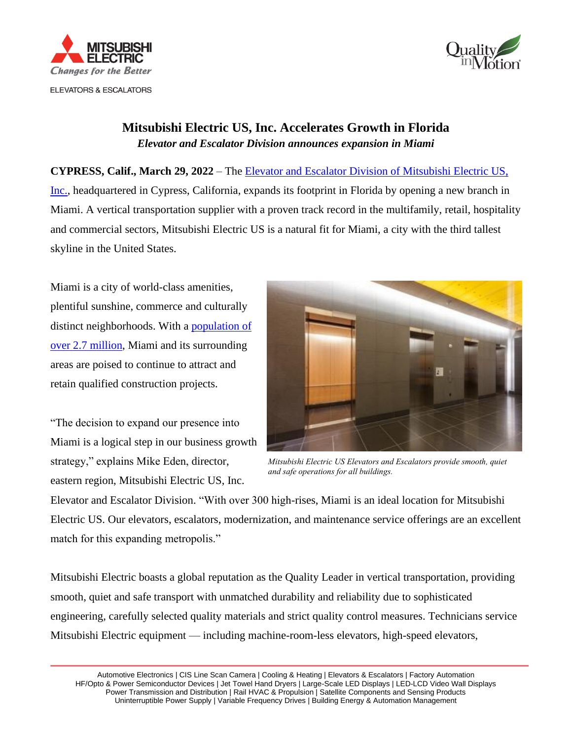# Mitsubishi Electric US, Inc. Accelerates Growth in Florida

*Elevator and Escalator Division announces expansion in Miami*

**CYPRESS, Calif., March 29, 2022** – The Elevator and Escalator Division of Mitsubishi Electric US, Inc., headquartered in Cypress, California, expands its footprint in Florida by opening a new branch in Miami. A vertical transportation supplier with a proven track record in the multifamily, retail, hospitality and commercial sectors, Mitsubishi Electric US is a natural fit for Miami, a city with the third tallest skyline in the United States.

Miami is a city of world-class amenities, plentiful sunshine, commerce and culturally distinct neighborhoods. With a population of over 2.7 million, Miami and its surrounding areas are poised to continue to attract and retain qualified construction projects.

*Mitsubishi Electric US Elevators and Escalators provide smooth, quiet and safe operations for all buildings.*

"The decision to expand our presence into Miami is a logical step in our business growth strategy," explains Mike Eden, director, eastern region, Mitsubishi Electric US, Inc. Elevator and Escalator Division. "With over 300 high-rises, Miami is an ideal location for Mitsubishi Electric US. Our elevators, escalators, modernization, and maintenance service offerings are an excellent match for this expanding metropolis."

Mitsubishi Electric boasts a global reputation as the Quality Leader in vertical transportation, providing smooth, quiet and safe transport with unmatched durability and reliability due to sophisticated engineering, carefully selected quality materials and strict quality control measures. Technicians service Mitsubishi Electric equipment — including machine-room-less elevators, high-speed elevators,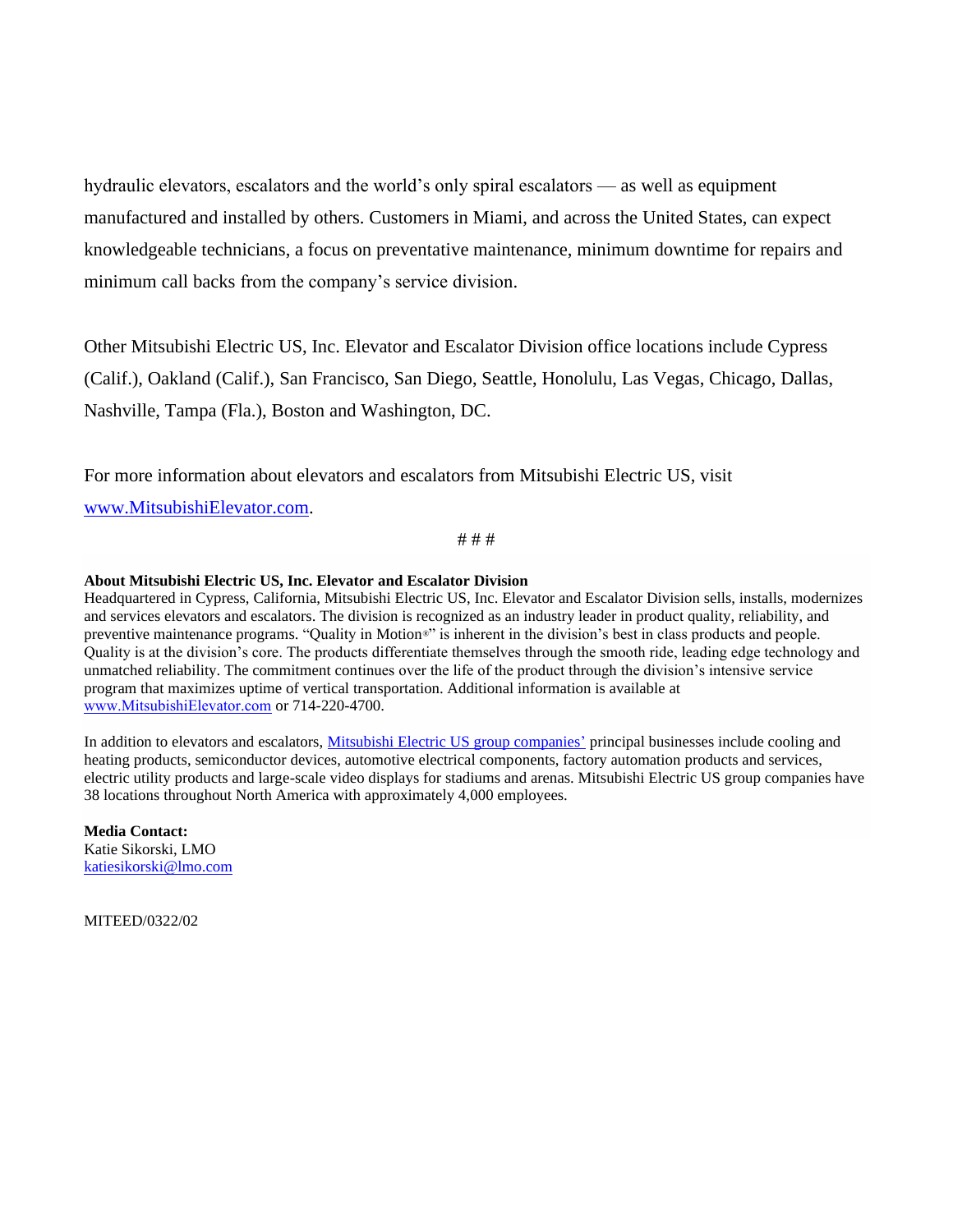hydraulic elevators, escalators and the world's only spiral escalators — as well as equipment manufactured and installed by others. Customers in Miami, and across the United States, can expect knowledgeable technicians, a focus on preventative maintenance, minimum downtime for repairs and minimum call backs from the company's service division.

Other Mitsubishi Electric US, Inc. Elevator and Escalator Division office locations include Cypress (Calif.), Oakland (Calif.), San Francisco, San Diego, Seattle, Honolulu, Las Vegas, Chicago, Dallas, Nashville, Tampa (Fla.), Boston and Washington, DC.

For more information about elevators and escalators from Mitsubishi Electric US, visit [www.MitsubishiElevator.com](http://www.MitsubishiElevator.com).

# # #

**About Mitsubishi Electric US, Inc. Elevator and Escalator Division**
Headquartered in Cypress, California, Mitsubishi Electric US, Inc. Elevator and Escalator Division sells, installs, modernizes and services elevators and escalators. The division is recognized as an industry leader in product quality, reliability, and preventive maintenance programs. "Quality in Motion®" is inherent in the division's best in class products and people. Quality is at the division's core. The products differentiate themselves through the smooth ride, leading edge technology and unmatched reliability. The commitment continues over the life of the product through the division's intensive service program that maximizes uptime of vertical transportation. Additional information is available at [www.MitsubishiElevator.com](http://www.MitsubishiElevator.com) or 714-220-4700.

In addition to elevators and escalators, Mitsubishi Electric US group companies' principal businesses include cooling and heating products, semiconductor devices, automotive electrical components, factory automation products and services, electric utility products and large-scale video displays for stadiums and arenas. Mitsubishi Electric US group companies have 38 locations throughout North America with approximately 4,000 employees.

**Media Contact:**
Katie Sikorski, LMO
katiesikorski@lmo.com

MITEED/0322/02